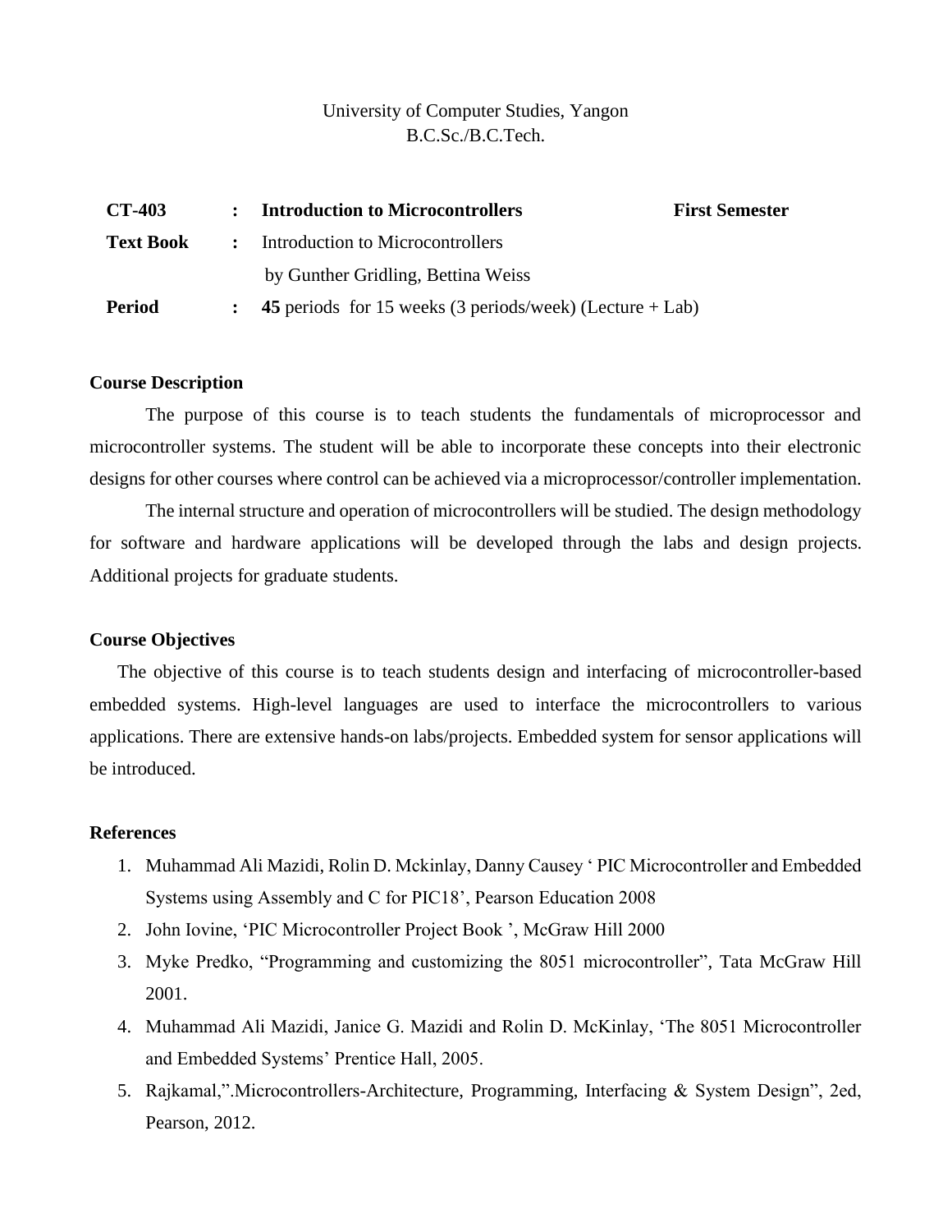University of Computer Studies, Yangon
B.C.Sc./B.C.Tech.

| | | | |
|---|---|---|---|
| **CT-403** | **:** | **Introduction to Microcontrollers** | **First Semester** |
| **Text Book** | **:** | Introduction to Microcontrollers | |
| | | by Gunther Gridling, Bettina Weiss | |
| **Period** | **:** | **45** periods for 15 weeks (3 periods/week) (Lecture + Lab) | |

## Course Description

The purpose of this course is to teach students the fundamentals of microprocessor and microcontroller systems. The student will be able to incorporate these concepts into their electronic designs for other courses where control can be achieved via a microprocessor/controller implementation.

The internal structure and operation of microcontrollers will be studied. The design methodology for software and hardware applications will be developed through the labs and design projects. Additional projects for graduate students.

## Course Objectives

The objective of this course is to teach students design and interfacing of microcontroller-based embedded systems. High-level languages are used to interface the microcontrollers to various applications. There are extensive hands-on labs/projects. Embedded system for sensor applications will be introduced.

## References

1. Muhammad Ali Mazidi, Rolin D. Mckinlay, Danny Causey ‘ PIC Microcontroller and Embedded Systems using Assembly and C for PIC18’, Pearson Education 2008
2. John Iovine, ‘PIC Microcontroller Project Book ’, McGraw Hill 2000
3. Myke Predko, “Programming and customizing the 8051 microcontroller”, Tata McGraw Hill 2001.
4. Muhammad Ali Mazidi, Janice G. Mazidi and Rolin D. McKinlay, ‘The 8051 Microcontroller and Embedded Systems’ Prentice Hall, 2005.
5. Rajkamal,”.Microcontrollers-Architecture, Programming, Interfacing & System Design”, 2ed, Pearson, 2012.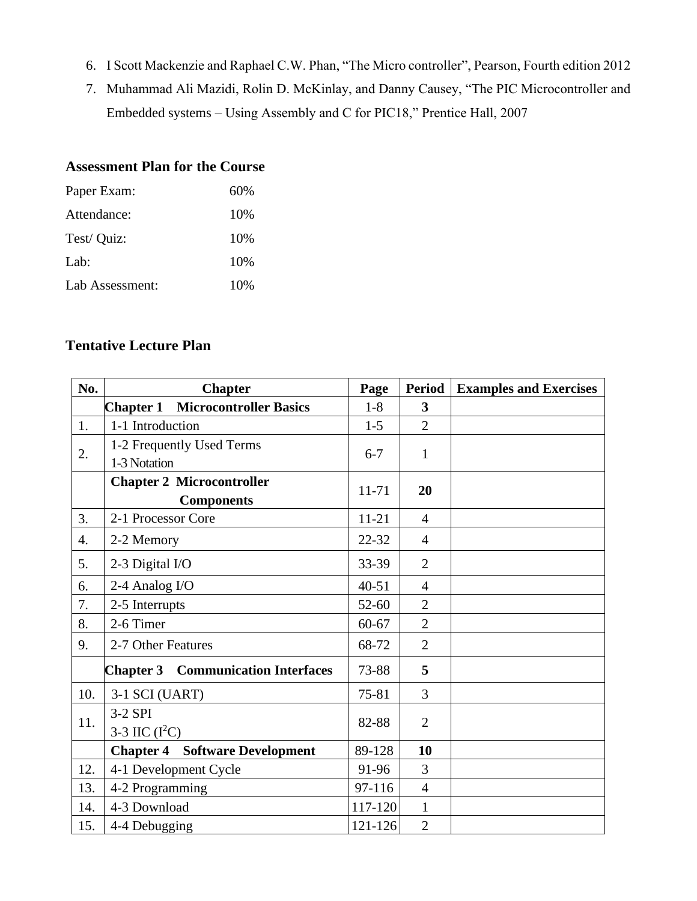6. I Scott Mackenzie and Raphael C.W. Phan, "The Micro controller", Pearson, Fourth edition 2012
7. Muhammad Ali Mazidi, Rolin D. McKinlay, and Danny Causey, "The PIC Microcontroller and Embedded systems – Using Assembly and C for PIC18," Prentice Hall, 2007

### Assessment Plan for the Course

| | |
|---|---|
| Paper Exam: | 60% |
| Attendance: | 10% |
| Test/ Quiz: | 10% |
| Lab: | 10% |
| Lab Assessment: | 10% |

### Tentative Lecture Plan

| No. | Chapter | Page | Period | Examples and Exercises |
|---|---|---|---|---|
| | **Chapter 1 Microcontroller Basics** | 1-8 | **3** | |
| 1. | 1-1 Introduction | 1-5 | 2 | |
| 2. | 1-2 Frequently Used Terms<br>1-3 Notation | 6-7 | 1 | |
| | **Chapter 2 Microcontroller Components** | 11-71 | **20** | |
| 3. | 2-1 Processor Core | 11-21 | 4 | |
| 4. | 2-2 Memory | 22-32 | 4 | |
| 5. | 2-3 Digital I/O | 33-39 | 2 | |
| 6. | 2-4 Analog I/O | 40-51 | 4 | |
| 7. | 2-5 Interrupts | 52-60 | 2 | |
| 8. | 2-6 Timer | 60-67 | 2 | |
| 9. | 2-7 Other Features | 68-72 | 2 | |
| | **Chapter 3 Communication Interfaces** | 73-88 | **5** | |
| 10. | 3-1 SCI (UART) | 75-81 | 3 | |
| 11. | 3-2 SPI<br>3-3 IIC ($I^2C$) | 82-88 | 2 | |
| | **Chapter 4 Software Development** | 89-128 | **10** | |
| 12. | 4-1 Development Cycle | 91-96 | 3 | |
| 13. | 4-2 Programming | 97-116 | 4 | |
| 14. | 4-3 Download | 117-120 | 1 | |
| 15. | 4-4 Debugging | 121-126 | 2 | |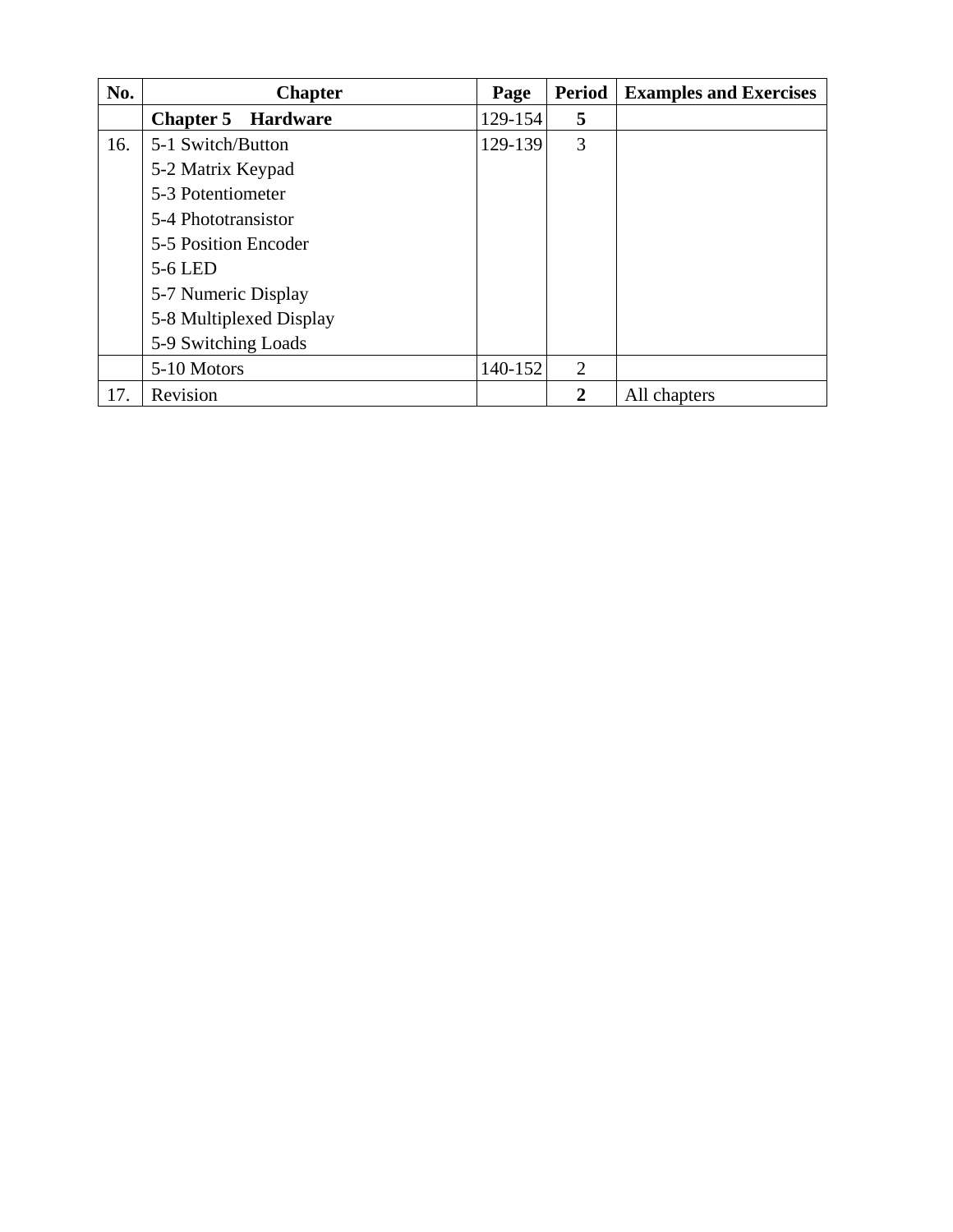| No. | Chapter | Page | Period | Examples and Exercises |
| --- | --- | --- | --- | --- |
| | **Chapter 5 Hardware** | 129-154 | **5** | |
| 16. | 5-1 Switch/Button<br>5-2 Matrix Keypad<br>5-3 Potentiometer<br>5-4 Phototransistor<br>5-5 Position Encoder<br>5-6 LED<br>5-7 Numeric Display<br>5-8 Multiplexed Display<br>5-9 Switching Loads | 129-139 | 3 | |
| | 5-10 Motors | 140-152 | 2 | |
| 17. | Revision | | **2** | All chapters |